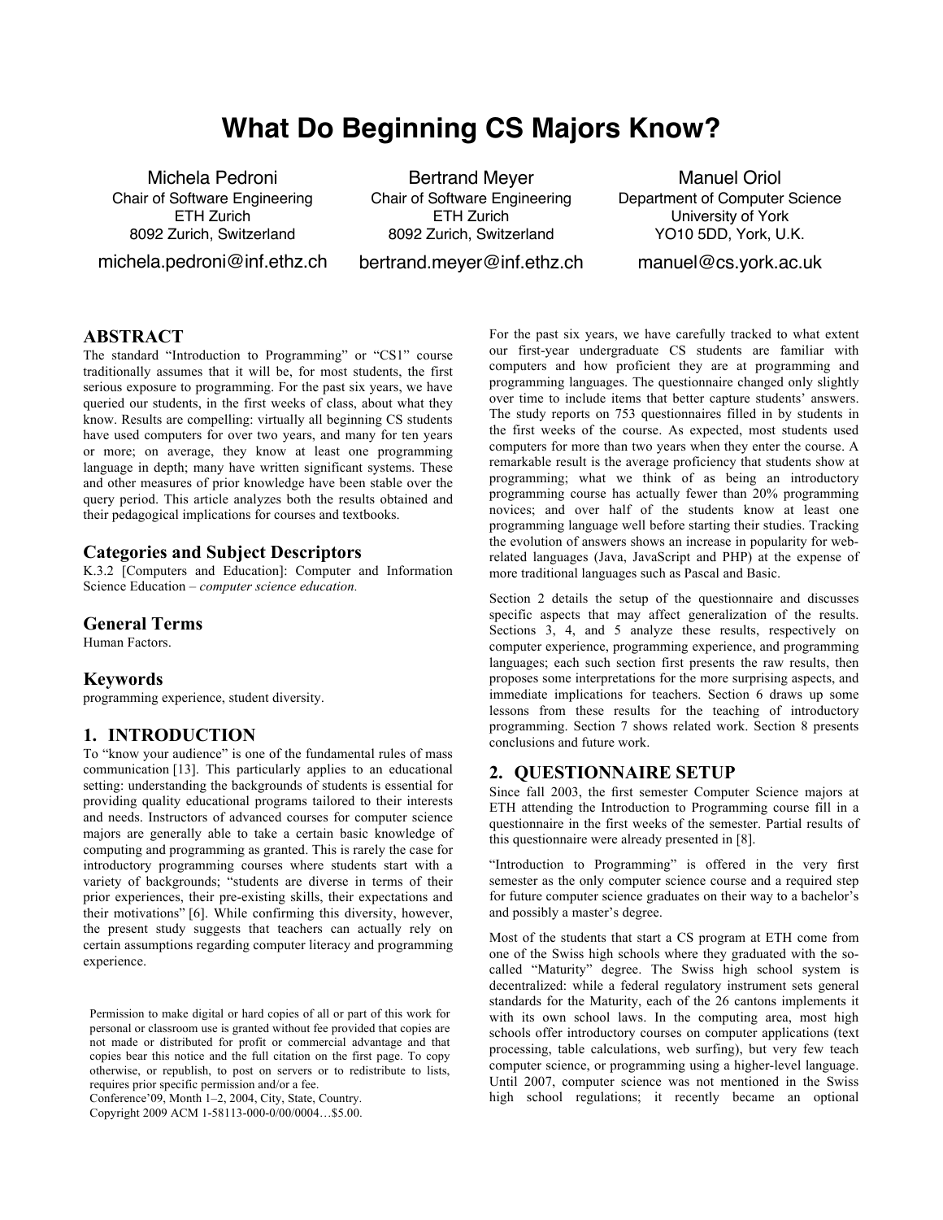# What Do Beginning CS Majors Know?

Michela Pedroni
Chair of Software Engineering
ETH Zurich
8092 Zurich, Switzerland
michela.pedroni@inf.ethz.ch

Bertrand Meyer
Chair of Software Engineering
ETH Zurich
8092 Zurich, Switzerland
bertrand.meyer@inf.ethz.ch

Manuel Oriol
Department of Computer Science
University of York
YO10 5DD, York, U.K.
manuel@cs.york.ac.uk

## ABSTRACT

The standard "Introduction to Programming" or "CS1" course traditionally assumes that it will be, for most students, the first serious exposure to programming. For the past six years, we have queried our students, in the first weeks of class, about what they know. Results are compelling: virtually all beginning CS students have used computers for over two years, and many for ten years or more; on average, they know at least one programming language in depth; many have written significant systems. These and other measures of prior knowledge have been stable over the query period. This article analyzes both the results obtained and their pedagogical implications for courses and textbooks.

### Categories and Subject Descriptors

K.3.2 [Computers and Education]: Computer and Information Science Education – *computer science education.*

### General Terms

Human Factors.

### Keywords

programming experience, student diversity.

## 1. INTRODUCTION

To "know your audience" is one of the fundamental rules of mass communication [13]. This particularly applies to an educational setting: understanding the backgrounds of students is essential for providing quality educational programs tailored to their interests and needs. Instructors of advanced courses for computer science majors are generally able to take a certain basic knowledge of computing and programming as granted. This is rarely the case for introductory programming courses where students start with a variety of backgrounds; "students are diverse in terms of their prior experiences, their pre-existing skills, their expectations and their motivations" [6]. While confirming this diversity, however, the present study suggests that teachers can actually rely on certain assumptions regarding computer literacy and programming experience.

Permission to make digital or hard copies of all or part of this work for personal or classroom use is granted without fee provided that copies are not made or distributed for profit or commercial advantage and that copies bear this notice and the full citation on the first page. To copy otherwise, or republish, to post on servers or to redistribute to lists, requires prior specific permission and/or a fee.
Conference'09, Month 1–2, 2004, City, State, Country.
Copyright 2009 ACM 1-58113-000-0/00/0004…$5.00.

For the past six years, we have carefully tracked to what extent our first-year undergraduate CS students are familiar with computers and how proficient they are at programming and programming languages. The questionnaire changed only slightly over time to include items that better capture students' answers. The study reports on 753 questionnaires filled in by students in the first weeks of the course. As expected, most students used computers for more than two years when they enter the course. A remarkable result is the average proficiency that students show at programming; what we think of as being an introductory programming course has actually fewer than 20% programming novices; and over half of the students know at least one programming language well before starting their studies. Tracking the evolution of answers shows an increase in popularity for web-related languages (Java, JavaScript and PHP) at the expense of more traditional languages such as Pascal and Basic.

Section 2 details the setup of the questionnaire and discusses specific aspects that may affect generalization of the results. Sections 3, 4, and 5 analyze these results, respectively on computer experience, programming experience, and programming languages; each such section first presents the raw results, then proposes some interpretations for the more surprising aspects, and immediate implications for teachers. Section 6 draws up some lessons from these results for the teaching of introductory programming. Section 7 shows related work. Section 8 presents conclusions and future work.

## 2. QUESTIONNAIRE SETUP

Since fall 2003, the first semester Computer Science majors at ETH attending the Introduction to Programming course fill in a questionnaire in the first weeks of the semester. Partial results of this questionnaire were already presented in [8].

"Introduction to Programming" is offered in the very first semester as the only computer science course and a required step for future computer science graduates on their way to a bachelor's and possibly a master's degree.

Most of the students that start a CS program at ETH come from one of the Swiss high schools where they graduated with the so-called "Maturity" degree. The Swiss high school system is decentralized: while a federal regulatory instrument sets general standards for the Maturity, each of the 26 cantons implements it with its own school laws. In the computing area, most high schools offer introductory courses on computer applications (text processing, table calculations, web surfing), but very few teach computer science, or programming using a higher-level language. Until 2007, computer science was not mentioned in the Swiss high school regulations; it recently became an optional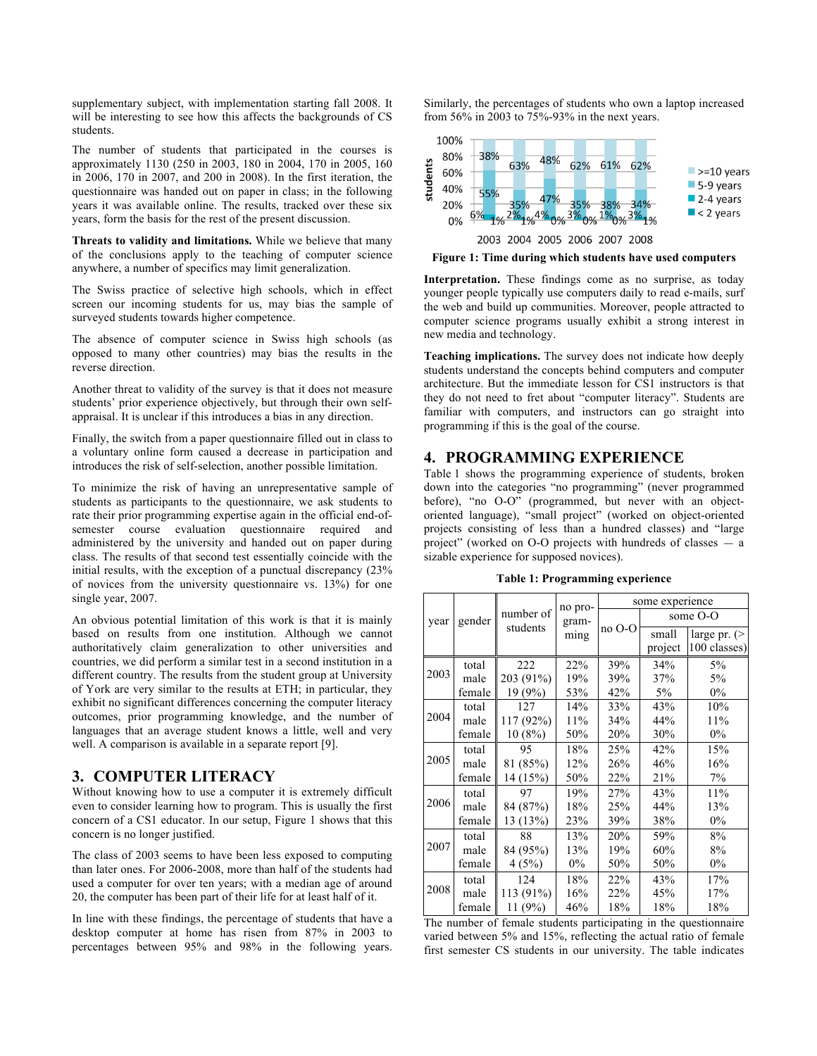supplementary subject, with implementation starting fall 2008. It will be interesting to see how this affects the backgrounds of CS students.

The number of students that participated in the courses is approximately 1130 (250 in 2003, 180 in 2004, 170 in 2005, 160 in 2006, 170 in 2007, and 200 in 2008). In the first iteration, the questionnaire was handed out on paper in class; in the following years it was available online. The results, tracked over these six years, form the basis for the rest of the present discussion.

**Threats to validity and limitations.** While we believe that many of the conclusions apply to the teaching of computer science anywhere, a number of specifics may limit generalization.

The Swiss practice of selective high schools, which in effect screen our incoming students for us, may bias the sample of surveyed students towards higher competence.

The absence of computer science in Swiss high schools (as opposed to many other countries) may bias the results in the reverse direction.

Another threat to validity of the survey is that it does not measure students' prior experience objectively, but through their own self-appraisal. It is unclear if this introduces a bias in any direction.

Finally, the switch from a paper questionnaire filled out in class to a voluntary online form caused a decrease in participation and introduces the risk of self-selection, another possible limitation.

To minimize the risk of having an unrepresentative sample of students as participants to the questionnaire, we ask students to rate their prior programming expertise again in the official end-of-semester course evaluation questionnaire required and administered by the university and handed out on paper during class. The results of that second test essentially coincide with the initial results, with the exception of a punctual discrepancy (23% of novices from the university questionnaire vs. 13%) for one single year, 2007.

An obvious potential limitation of this work is that it is mainly based on results from one institution. Although we cannot authoritatively claim generalization to other universities and countries, we did perform a similar test in a second institution in a different country. The results from the student group at University of York are very similar to the results at ETH; in particular, they exhibit no significant differences concerning the computer literacy outcomes, prior programming knowledge, and the number of languages that an average student knows a little, well and very well. A comparison is available in a separate report [9].

## 3. COMPUTER LITERACY

Without knowing how to use a computer it is extremely difficult even to consider learning how to program. This is usually the first concern of a CS1 educator. In our setup, Figure 1 shows that this concern is no longer justified.

The class of 2003 seems to have been less exposed to computing than later ones. For 2006-2008, more than half of the students had used a computer for over ten years; with a median age of around 20, the computer has been part of their life for at least half of it.

In line with these findings, the percentage of students that have a desktop computer at home has risen from 87% in 2003 to percentages between 95% and 98% in the following years. Similarly, the percentages of students who own a laptop increased from 56% in 2003 to 75%-93% in the next years.

| year | >=10 years | 5-9 years | 2-4 years | < 2 years |
|---|---|---|---|---|
| 2003 | 38% | 55% | 6% | 1% |
| 2004 | 63% | 35% | 2% | 1% |
| 2005 | 48% | 47% | 4% | 0% |
| 2006 | 62% | 35% | 3% | 0% |
| 2007 | 61% | 38% | 1% | 0% |
| 2008 | 62% | 34% | 3% | 1% |

**Figure 1: Time during which students have used computers**

**Interpretation.** These findings come as no surprise, as today younger people typically use computers daily to read e-mails, surf the web and build up communities. Moreover, people attracted to computer science programs usually exhibit a strong interest in new media and technology.

**Teaching implications.** The survey does not indicate how deeply students understand the concepts behind computers and computer architecture. But the immediate lesson for CS1 instructors is that they do not need to fret about "computer literacy". Students are familiar with computers, and instructors can go straight into programming if this is the goal of the course.

## 4. PROGRAMMING EXPERIENCE

Table 1 shows the programming experience of students, broken down into the categories "no programming" (never programmed before), "no O-O" (programmed, but never with an object-oriented language), "small project" (worked on object-oriented projects consisting of less than a hundred classes) and "large project" (worked on O-O projects with hundreds of classes — a sizable experience for supposed novices).

**Table 1: Programming experience**

| year | gender | number of students | no programming | some experience: no O-O | some experience: some O-O: small project | some experience: some O-O: large pr. (> 100 classes) |
|---|---|---|---|---|---|---|
| 2003 | total | 222 | 22% | 39% | 34% | 5% |
| | male | 203 (91%) | 19% | 39% | 37% | 5% |
| | female | 19 (9%) | 53% | 42% | 5% | 0% |
| 2004 | total | 127 | 14% | 33% | 43% | 10% |
| | male | 117 (92%) | 11% | 34% | 44% | 11% |
| | female | 10 (8%) | 50% | 20% | 30% | 0% |
| 2005 | total | 95 | 18% | 25% | 42% | 15% |
| | male | 81 (85%) | 12% | 26% | 46% | 16% |
| | female | 14 (15%) | 50% | 22% | 21% | 7% |
| 2006 | total | 97 | 19% | 27% | 43% | 11% |
| | male | 84 (87%) | 18% | 25% | 44% | 13% |
| | female | 13 (13%) | 23% | 39% | 38% | 0% |
| 2007 | total | 88 | 13% | 20% | 59% | 8% |
| | male | 84 (95%) | 13% | 19% | 60% | 8% |
| | female | 4 (5%) | 0% | 50% | 50% | 0% |
| 2008 | total | 124 | 18% | 22% | 43% | 17% |
| | male | 113 (91%) | 16% | 22% | 45% | 17% |
| | female | 11 (9%) | 46% | 18% | 18% | 18% |

The number of female students participating in the questionnaire varied between 5% and 15%, reflecting the actual ratio of female first semester CS students in our university. The table indicates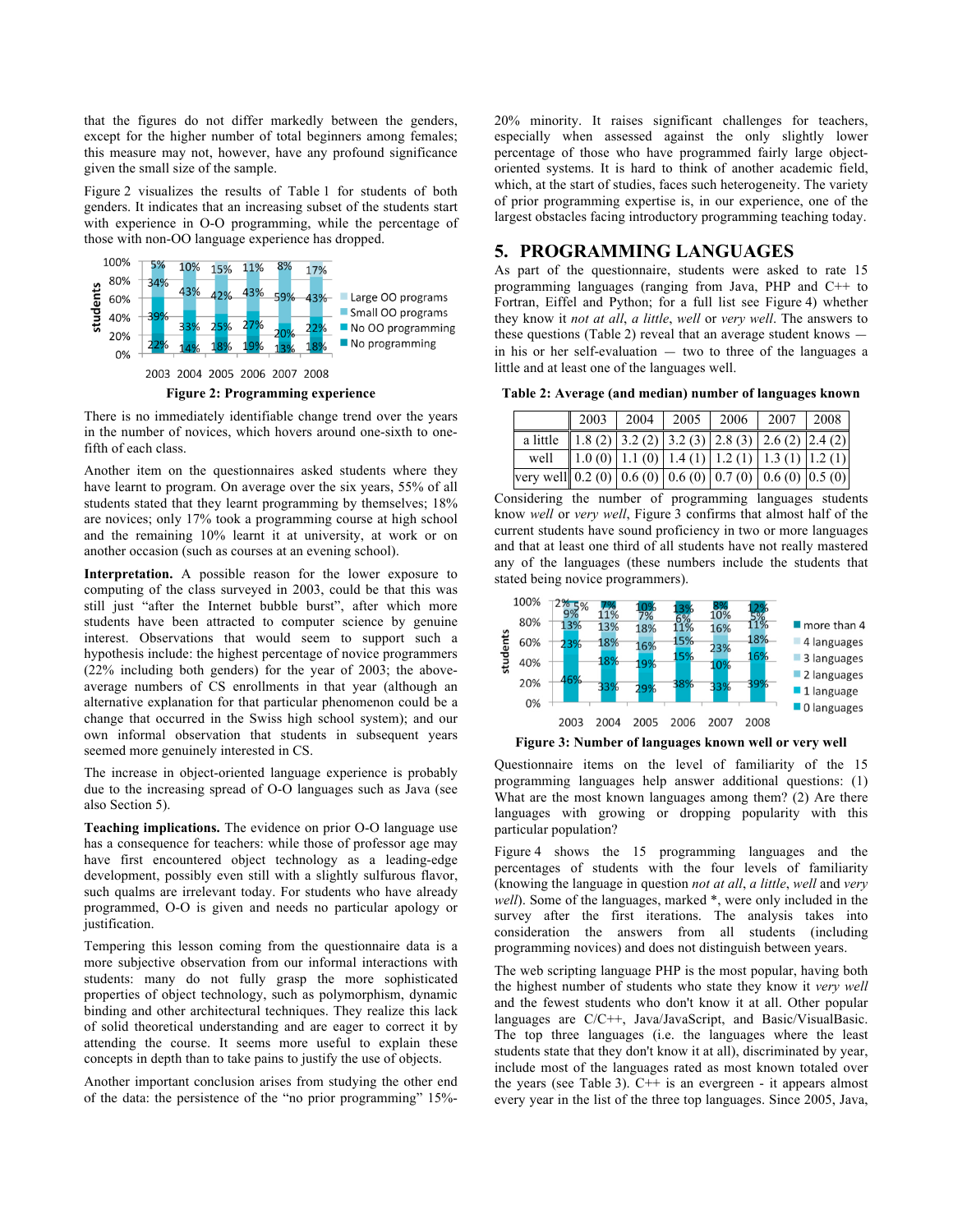that the figures do not differ markedly between the genders, except for the higher number of total beginners among females; this measure may not, however, have any profound significance given the small size of the sample.

Figure 2 visualizes the results of Table 1 for students of both genders. It indicates that an increasing subset of the students start with experience in O-O programming, while the percentage of those with non-OO language experience has dropped.

**Figure 2: Programming experience**

There is no immediately identifiable change trend over the years in the number of novices, which hovers around one-sixth to one-fifth of each class.

Another item on the questionnaires asked students where they have learnt to program. On average over the six years, 55% of all students stated that they learnt programming by themselves; 18% are novices; only 17% took a programming course at high school and the remaining 10% learnt it at university, at work or on another occasion (such as courses at an evening school).

**Interpretation.** A possible reason for the lower exposure to computing of the class surveyed in 2003, could be that this was still just "after the Internet bubble burst", after which more students have been attracted to computer science by genuine interest. Observations that would seem to support such a hypothesis include: the highest percentage of novice programmers (22% including both genders) for the year of 2003; the above-average numbers of CS enrollments in that year (although an alternative explanation for that particular phenomenon could be a change that occurred in the Swiss high school system); and our own informal observation that students in subsequent years seemed more genuinely interested in CS.

The increase in object-oriented language experience is probably due to the increasing spread of O-O languages such as Java (see also Section 5).

**Teaching implications.** The evidence on prior O-O language use has a consequence for teachers: while those of professor age may have first encountered object technology as a leading-edge development, possibly even still with a slightly sulfurous flavor, such qualms are irrelevant today. For students who have already programmed, O-O is given and needs no particular apology or justification.

Tempering this lesson coming from the questionnaire data is a more subjective observation from our informal interactions with students: many do not fully grasp the more sophisticated properties of object technology, such as polymorphism, dynamic binding and other architectural techniques. They realize this lack of solid theoretical understanding and are eager to correct it by attending the course. It seems more useful to explain these concepts in depth than to take pains to justify the use of objects.

Another important conclusion arises from studying the other end of the data: the persistence of the "no prior programming" 15%-20% minority. It raises significant challenges for teachers, especially when assessed against the only slightly lower percentage of those who have programmed fairly large object-oriented systems. It is hard to think of another academic field, which, at the start of studies, faces such heterogeneity. The variety of prior programming expertise is, in our experience, one of the largest obstacles facing introductory programming teaching today.

## 5. PROGRAMMING LANGUAGES

As part of the questionnaire, students were asked to rate 15 programming languages (ranging from Java, PHP and C++ to Fortran, Eiffel and Python; for a full list see Figure 4) whether they know it *not at all*, *a little*, *well* or *very well*. The answers to these questions (Table 2) reveal that an average student knows — in his or her self-evaluation — two to three of the languages a little and at least one of the languages well.

**Table 2: Average (and median) number of languages known**

| | 2003 | 2004 | 2005 | 2006 | 2007 | 2008 |
|---|---|---|---|---|---|---|
| a little | 1.8 (2) | 3.2 (2) | 3.2 (3) | 2.8 (3) | 2.6 (2) | 2.4 (2) |
| well | 1.0 (0) | 1.1 (0) | 1.4 (1) | 1.2 (1) | 1.3 (1) | 1.2 (1) |
| very well | 0.2 (0) | 0.6 (0) | 0.6 (0) | 0.7 (0) | 0.6 (0) | 0.5 (0) |

Considering the number of programming languages students know *well* or *very well*, Figure 3 confirms that almost half of the current students have sound proficiency in two or more languages and that at least one third of all students have not really mastered any of the languages (these numbers include the students that stated being novice programmers).

**Figure 3: Number of languages known well or very well**

Questionnaire items on the level of familiarity of the 15 programming languages help answer additional questions: (1) What are the most known languages among them? (2) Are there languages with growing or dropping popularity with this particular population?

Figure 4 shows the 15 programming languages and the percentages of students with the four levels of familiarity (knowing the language in question *not at all*, *a little*, *well* and *very well*). Some of the languages, marked *, were only included in the survey after the first iterations. The analysis takes into consideration the answers from all students (including programming novices) and does not distinguish between years.

The web scripting language PHP is the most popular, having both the highest number of students who state they know it *very well* and the fewest students who don't know it at all. Other popular languages are C/C++, Java/JavaScript, and Basic/VisualBasic. The top three languages (i.e. the languages where the least students state that they don't know it at all), discriminated by year, include most of the languages rated as most known totaled over the years (see Table 3). C++ is an evergreen - it appears almost every year in the list of the three top languages. Since 2005, Java,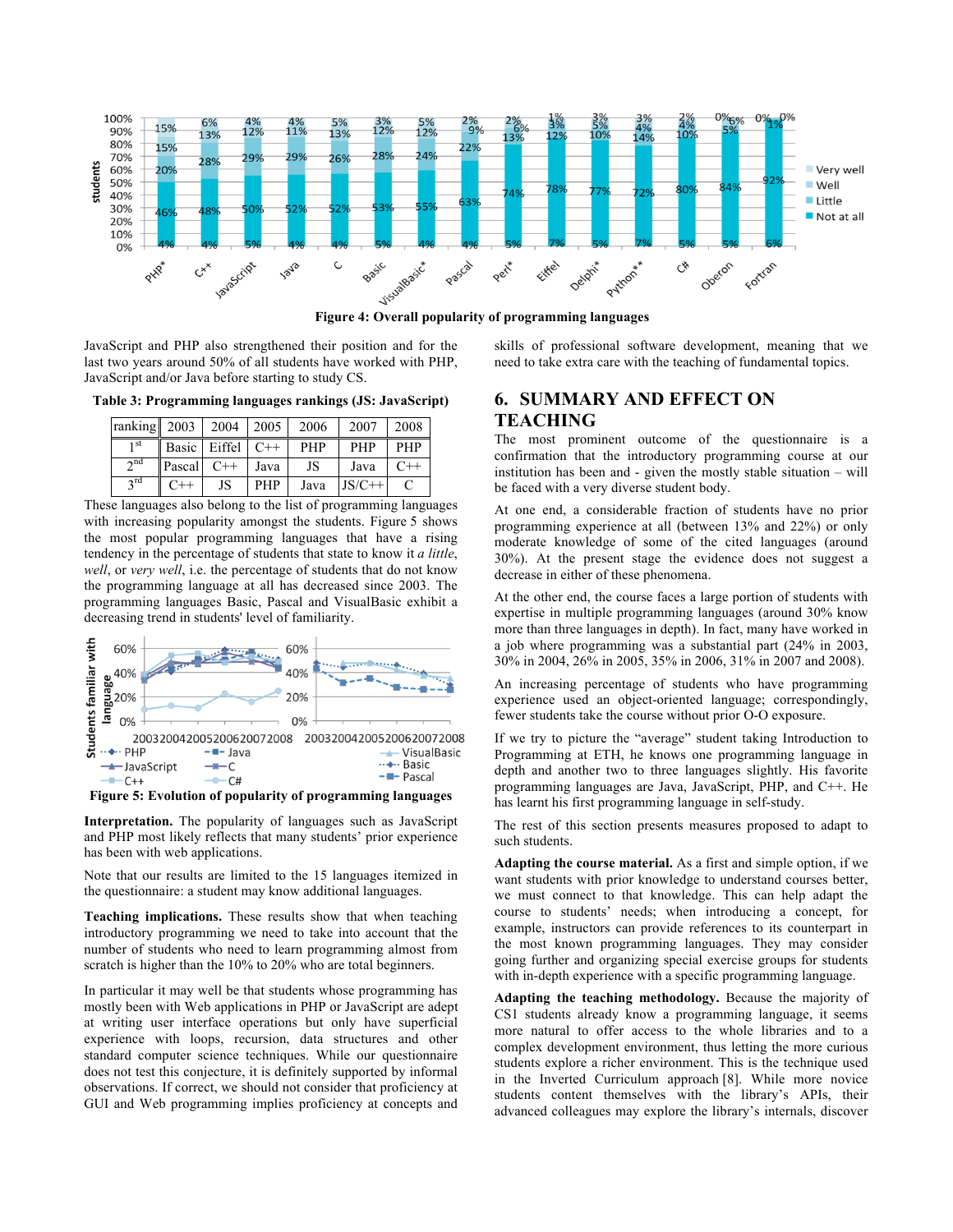Figure 4: Overall popularity of programming languages

JavaScript and PHP also strengthened their position and for the last two years around 50% of all students have worked with PHP, JavaScript and/or Java before starting to study CS.

**Table 3: Programming languages rankings (JS: JavaScript)**

| ranking | 2003 | 2004 | 2005 | 2006 | 2007 | 2008 |
|---|---|---|---|---|---|---|
| 1st | Basic | Eiffel | C++ | PHP | PHP | PHP |
| 2nd | Pascal | C++ | Java | JS | Java | C++ |
| 3rd | C++ | JS | PHP | Java | JS/C++ | C |

These languages also belong to the list of programming languages with increasing popularity amongst the students. Figure 5 shows the most popular programming languages that have a rising tendency in the percentage of students that state to know it *a little*, *well*, or *very well*, i.e. the percentage of students that do not know the programming language at all has decreased since 2003. The programming languages Basic, Pascal and VisualBasic exhibit a decreasing trend in students' level of familiarity.

Figure 5: Evolution of popularity of programming languages

**Interpretation.** The popularity of languages such as JavaScript and PHP most likely reflects that many students' prior experience has been with web applications.

Note that our results are limited to the 15 languages itemized in the questionnaire: a student may know additional languages.

**Teaching implications.** These results show that when teaching introductory programming we need to take into account that the number of students who need to learn programming almost from scratch is higher than the 10% to 20% who are total beginners.

In particular it may well be that students whose programming has mostly been with Web applications in PHP or JavaScript are adept at writing user interface operations but only have superficial experience with loops, recursion, data structures and other standard computer science techniques. While our questionnaire does not test this conjecture, it is definitely supported by informal observations. If correct, we should not consider that proficiency at GUI and Web programming implies proficiency at concepts and skills of professional software development, meaning that we need to take extra care with the teaching of fundamental topics.

## 6. SUMMARY AND EFFECT ON TEACHING

The most prominent outcome of the questionnaire is a confirmation that the introductory programming course at our institution has been and - given the mostly stable situation – will be faced with a very diverse student body.

At one end, a considerable fraction of students have no prior programming experience at all (between 13% and 22%) or only moderate knowledge of some of the cited languages (around 30%). At the present stage the evidence does not suggest a decrease in either of these phenomena.

At the other end, the course faces a large portion of students with expertise in multiple programming languages (around 30% know more than three languages in depth). In fact, many have worked in a job where programming was a substantial part (24% in 2003, 30% in 2004, 26% in 2005, 35% in 2006, 31% in 2007 and 2008).

An increasing percentage of students who have programming experience used an object-oriented language; correspondingly, fewer students take the course without prior O-O exposure.

If we try to picture the "average" student taking Introduction to Programming at ETH, he knows one programming language in depth and another two to three languages slightly. His favorite programming languages are Java, JavaScript, PHP, and C++. He has learnt his first programming language in self-study.

The rest of this section presents measures proposed to adapt to such students.

**Adapting the course material.** As a first and simple option, if we want students with prior knowledge to understand courses better, we must connect to that knowledge. This can help adapt the course to students' needs; when introducing a concept, for example, instructors can provide references to its counterpart in the most known programming languages. They may consider going further and organizing special exercise groups for students with in-depth experience with a specific programming language.

**Adapting the teaching methodology.** Because the majority of CS1 students already know a programming language, it seems more natural to offer access to the whole libraries and to a complex development environment, thus letting the more curious students explore a richer environment. This is the technique used in the Inverted Curriculum approach [8]. While more novice students content themselves with the library's APIs, their advanced colleagues may explore the library's internals, discover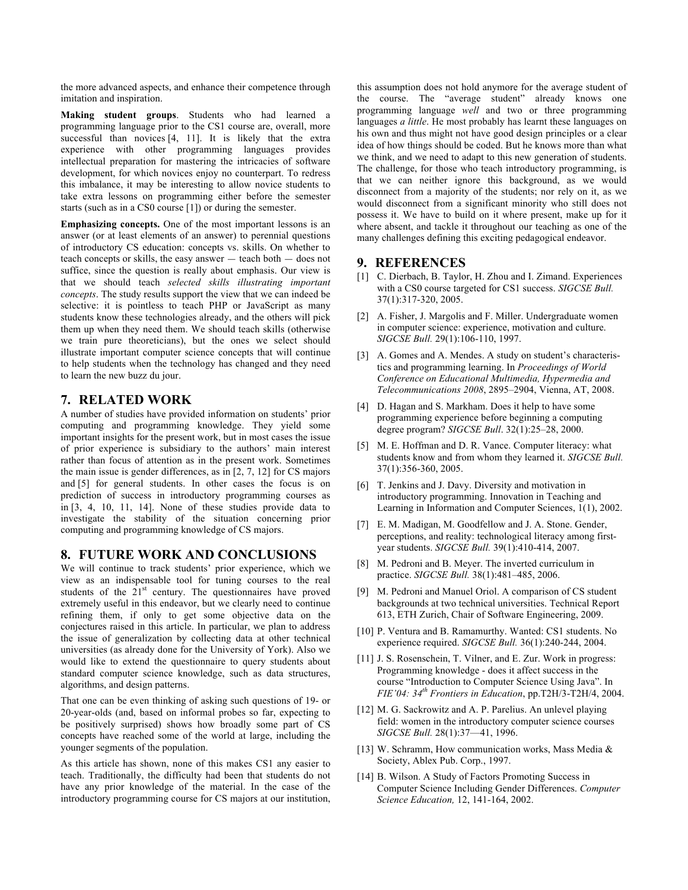the more advanced aspects, and enhance their competence through imitation and inspiration.

**Making student groups**. Students who had learned a programming language prior to the CS1 course are, overall, more successful than novices [4, 11]. It is likely that the extra experience with other programming languages provides intellectual preparation for mastering the intricacies of software development, for which novices enjoy no counterpart. To redress this imbalance, it may be interesting to allow novice students to take extra lessons on programming either before the semester starts (such as in a CS0 course [1]) or during the semester.

**Emphasizing concepts.** One of the most important lessons is an answer (or at least elements of an answer) to perennial questions of introductory CS education: concepts vs. skills. On whether to teach concepts or skills, the easy answer — teach both — does not suffice, since the question is really about emphasis. Our view is that we should teach *selected skills illustrating important concepts*. The study results support the view that we can indeed be selective: it is pointless to teach PHP or JavaScript as many students know these technologies already, and the others will pick them up when they need them. We should teach skills (otherwise we train pure theoreticians), but the ones we select should illustrate important computer science concepts that will continue to help students when the technology has changed and they need to learn the new buzz du jour.

## 7. RELATED WORK

A number of studies have provided information on students' prior computing and programming knowledge. They yield some important insights for the present work, but in most cases the issue of prior experience is subsidiary to the authors' main interest rather than focus of attention as in the present work. Sometimes the main issue is gender differences, as in [2, 7, 12] for CS majors and [5] for general students. In other cases the focus is on prediction of success in introductory programming courses as in [3, 4, 10, 11, 14]. None of these studies provide data to investigate the stability of the situation concerning prior computing and programming knowledge of CS majors.

## 8. FUTURE WORK AND CONCLUSIONS

We will continue to track students' prior experience, which we view as an indispensable tool for tuning courses to the real students of the 21st century. The questionnaires have proved extremely useful in this endeavor, but we clearly need to continue refining them, if only to get some objective data on the conjectures raised in this article. In particular, we plan to address the issue of generalization by collecting data at other technical universities (as already done for the University of York). Also we would like to extend the questionnaire to query students about standard computer science knowledge, such as data structures, algorithms, and design patterns.

That one can be even thinking of asking such questions of 19- or 20-year-olds (and, based on informal probes so far, expecting to be positively surprised) shows how broadly some part of CS concepts have reached some of the world at large, including the younger segments of the population.

As this article has shown, none of this makes CS1 any easier to teach. Traditionally, the difficulty had been that students do not have any prior knowledge of the material. In the case of the introductory programming course for CS majors at our institution, this assumption does not hold anymore for the average student of the course. The "average student" already knows one programming language *well* and two or three programming languages *a little*. He most probably has learnt these languages on his own and thus might not have good design principles or a clear idea of how things should be coded. But he knows more than what we think, and we need to adapt to this new generation of students. The challenge, for those who teach introductory programming, is that we can neither ignore this background, as we would disconnect from a majority of the students; nor rely on it, as we would disconnect from a significant minority who still does not possess it. We have to build on it where present, make up for it where absent, and tackle it throughout our teaching as one of the many challenges defining this exciting pedagogical endeavor.

## 9. REFERENCES

[1] C. Dierbach, B. Taylor, H. Zhou and I. Zimand. Experiences with a CS0 course targeted for CS1 success. *SIGCSE Bull.* 37(1):317-320, 2005.

[2] A. Fisher, J. Margolis and F. Miller. Undergraduate women in computer science: experience, motivation and culture. *SIGCSE Bull.* 29(1):106-110, 1997.

[3] A. Gomes and A. Mendes. A study on student's characteristics and programming learning. In *Proceedings of World Conference on Educational Multimedia, Hypermedia and Telecommunications 2008*, 2895–2904, Vienna, AT, 2008.

[4] D. Hagan and S. Markham. Does it help to have some programming experience before beginning a computing degree program? *SIGCSE Bull*. 32(1):25–28, 2000.

[5] M. E. Hoffman and D. R. Vance. Computer literacy: what students know and from whom they learned it. *SIGCSE Bull.* 37(1):356-360, 2005.

[6] T. Jenkins and J. Davy. Diversity and motivation in introductory programming. Innovation in Teaching and Learning in Information and Computer Sciences, 1(1), 2002.

[7] E. M. Madigan, M. Goodfellow and J. A. Stone. Gender, perceptions, and reality: technological literacy among first-year students. *SIGCSE Bull.* 39(1):410-414, 2007.

[8] M. Pedroni and B. Meyer. The inverted curriculum in practice. *SIGCSE Bull.* 38(1):481–485, 2006.

[9] M. Pedroni and Manuel Oriol. A comparison of CS student backgrounds at two technical universities. Technical Report 613, ETH Zurich, Chair of Software Engineering, 2009.

[10] P. Ventura and B. Ramamurthy. Wanted: CS1 students. No experience required. *SIGCSE Bull.* 36(1):240-244, 2004.

[11] J. S. Rosenschein, T. Vilner, and E. Zur. Work in progress: Programming knowledge - does it affect success in the course "Introduction to Computer Science Using Java". In *FIE'04: 34th Frontiers in Education*, pp.T2H/3-T2H/4, 2004.

[12] M. G. Sackrowitz and A. P. Parelius. An unlevel playing field: women in the introductory computer science courses *SIGCSE Bull.* 28(1):37—41, 1996.

[13] W. Schramm, How communication works, Mass Media & Society, Ablex Pub. Corp., 1997.

[14] B. Wilson. A Study of Factors Promoting Success in Computer Science Including Gender Differences. *Computer Science Education,* 12, 141-164, 2002.